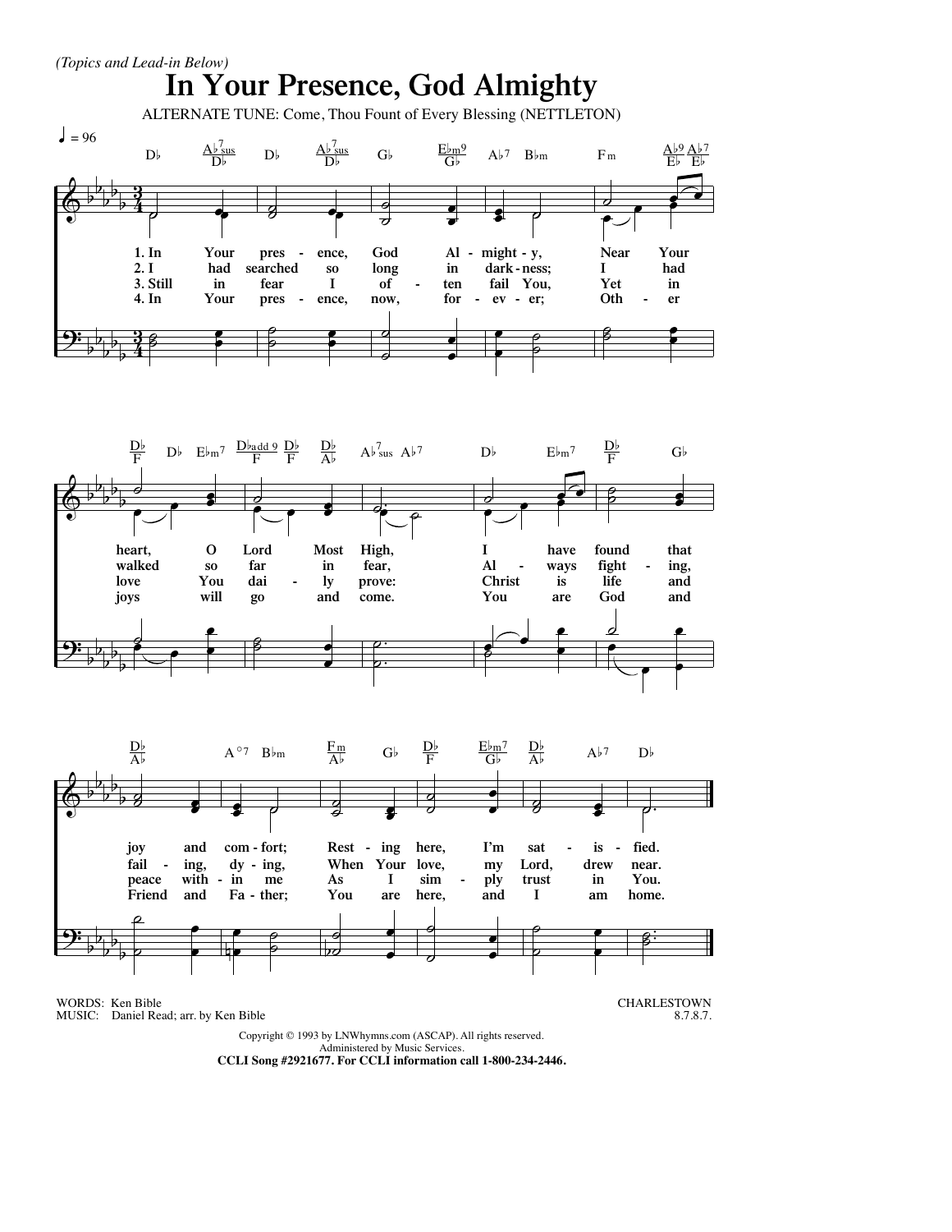*(Topics and Lead-in Below)*

# In Your Presence, God Almighty

ALTERNATE TUNE: Come, Thou Fount of Every Blessing (NETTLETON)

1. In Your presence, God Almighty, Near Your heart, O Lord Most High, I have found that joy and comfort; Resting here, I'm satisfied.

2. I had searched so long in darkness; I had walked so far in fear, Always fighting, failing, dying, When Your love, my Lord, drew near.

3. Still in fear I often fail You, Yet in love You daily prove: Christ is life and peace within me As I simply trust in You.

4. In Your presence, now, forever; Other joys will go and come. You are God and Friend and Father; You are here, and I am home.

WORDS: Ken Bible
MUSIC: Daniel Read; arr. by Ken Bible

CHARLESTOWN
8.7.8.7.

Copyright © 1993 by LNWhymns.com (ASCAP). All rights reserved.
Administered by Music Services.
**CCLI Song #2921677. For CCLI information call 1-800-234-2446.**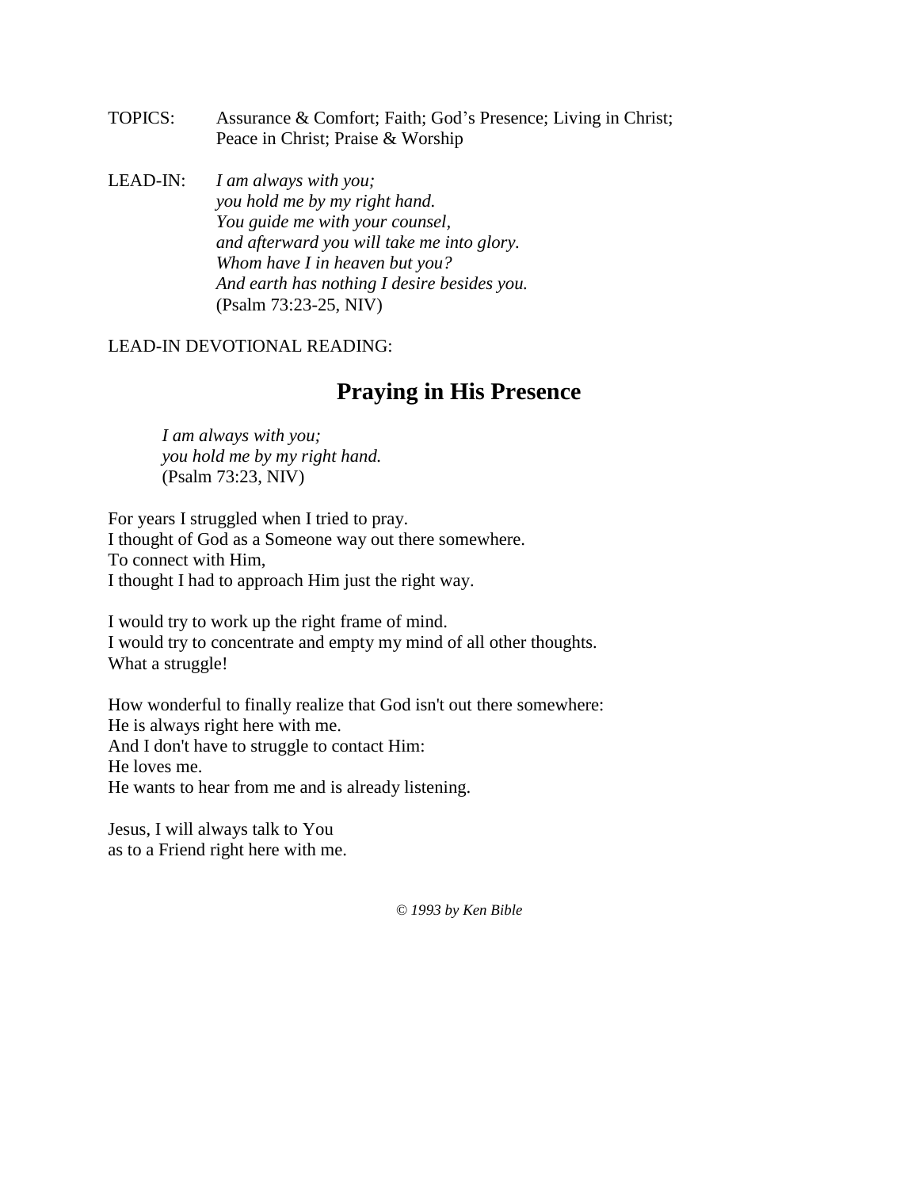TOPICS: Assurance & Comfort; Faith; God's Presence; Living in Christ; Peace in Christ; Praise & Worship

LEAD-IN: *I am always with you;*
*you hold me by my right hand.*
*You guide me with your counsel,*
*and afterward you will take me into glory.*
*Whom have I in heaven but you?*
*And earth has nothing I desire besides you.*
(Psalm 73:23-25, NIV)

LEAD-IN DEVOTIONAL READING:

## Praying in His Presence

> *I am always with you;*
> *you hold me by my right hand.*
> (Psalm 73:23, NIV)

For years I struggled when I tried to pray.
I thought of God as a Someone way out there somewhere.
To connect with Him,
I thought I had to approach Him just the right way.

I would try to work up the right frame of mind.
I would try to concentrate and empty my mind of all other thoughts.
What a struggle!

How wonderful to finally realize that God isn't out there somewhere:
He is always right here with me.
And I don't have to struggle to contact Him:
He loves me.
He wants to hear from me and is already listening.

Jesus, I will always talk to You
as to a Friend right here with me.

*© 1993 by Ken Bible*